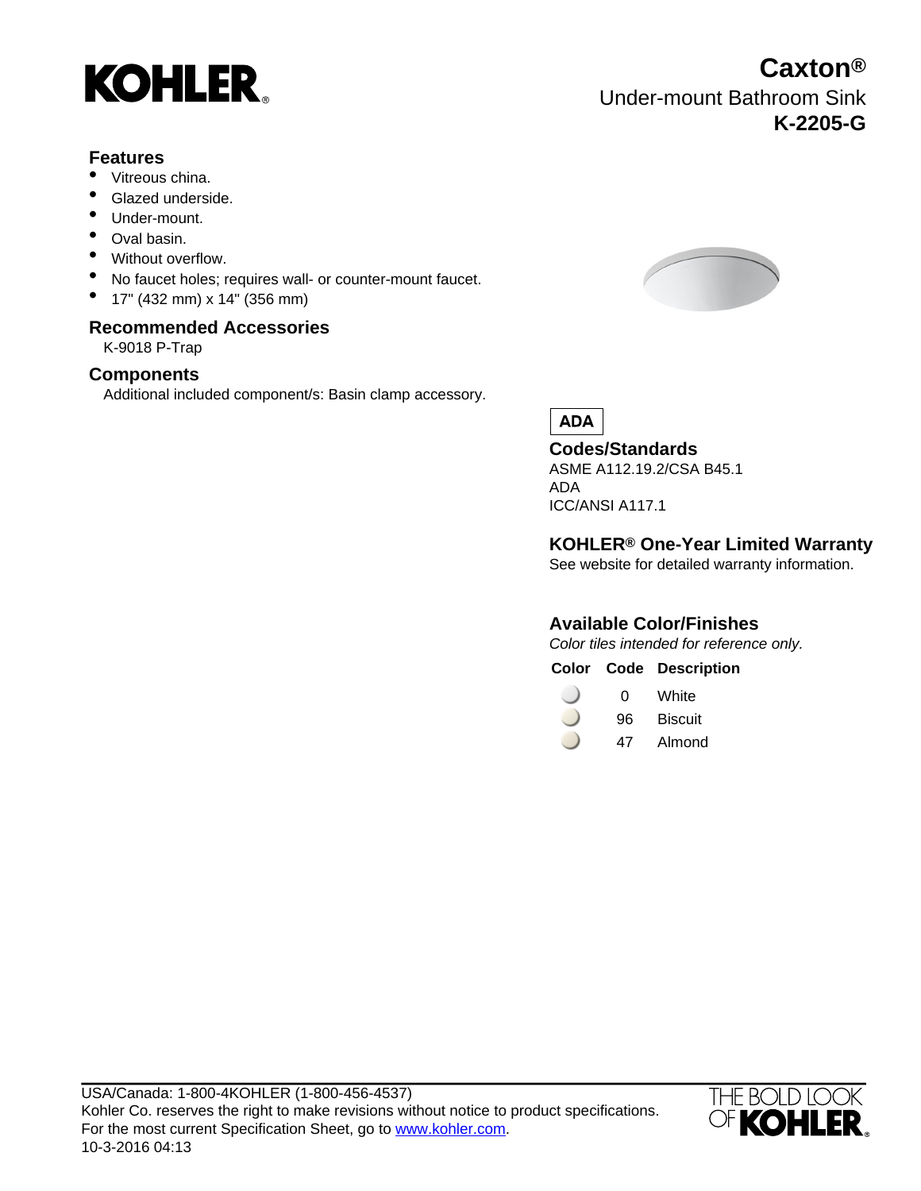# KOHLER

## Caxton®

Under-mount Bathroom Sink

**K-2205-G**

### Features

- Vitreous china.
- Glazed underside.
- Under-mount.
- Oval basin.
- Without overflow.
- No faucet holes; requires wall- or counter-mount faucet.
- 17" (432 mm) x 14" (356 mm)

### Recommended Accessories

K-9018 P-Trap

### Components

Additional included component/s: Basin clamp accessory.

**ADA**

### Codes/Standards

ASME A112.19.2/CSA B45.1
ADA
ICC/ANSI A117.1

### KOHLER® One-Year Limited Warranty

See website for detailed warranty information.

### Available Color/Finishes

*Color tiles intended for reference only.*

| Color | Code | Description |
|---|---|---|
| | 0 | White |
| | 96 | Biscuit |
| | 47 | Almond |

USA/Canada: 1-800-4KOHLER (1-800-456-4537)
Kohler Co. reserves the right to make revisions without notice to product specifications.
For the most current Specification Sheet, go to www.kohler.com.
10-3-2016 04:13

THE BOLD LOOK OF KOHLER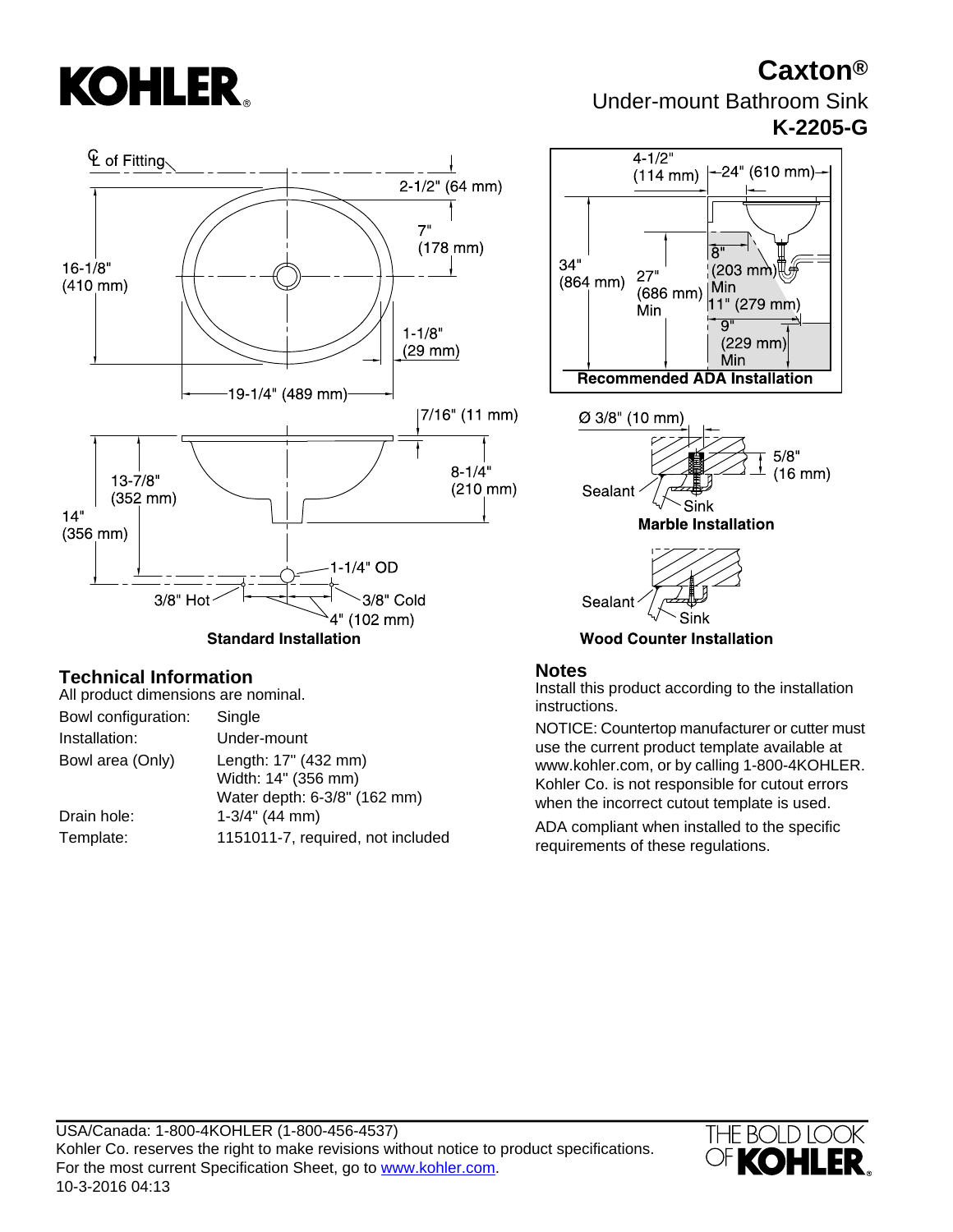# KOHLER

## Caxton®

Under-mount Bathroom Sink

**K-2205-G**

℄ of Fitting

2-1/2" (64 mm)

7" (178 mm)

16-1/8" (410 mm)

1-1/8" (29 mm)

19-1/4" (489 mm)

7/16" (11 mm)

8-1/4" (210 mm)

13-7/8" (352 mm)

14" (356 mm)

1-1/4" OD

3/8" Hot

3/8" Cold

4" (102 mm)

**Standard Installation**

4-1/2" (114 mm)

24" (610 mm)

34" (864 mm)

27" (686 mm) Min

8" (203 mm) Min

11" (279 mm)

9" (229 mm) Min

**Recommended ADA Installation**

Ø 3/8" (10 mm)

5/8" (16 mm)

Sealant

Sink

**Marble Installation**

Sealant

Sink

**Wood Counter Installation**

## Technical Information

All product dimensions are nominal.

| | |
|---|---|
| Bowl configuration: | Single |
| Installation: | Under-mount |
| Bowl area (Only) | Length: 17" (432 mm)<br>Width: 14" (356 mm)<br>Water depth: 6-3/8" (162 mm) |
| Drain hole: | 1-3/4" (44 mm) |
| Template: | 1151011-7, required, not included |

## Notes

Install this product according to the installation instructions.

NOTICE: Countertop manufacturer or cutter must use the current product template available at www.kohler.com, or by calling 1-800-4KOHLER. Kohler Co. is not responsible for cutout errors when the incorrect cutout template is used.

ADA compliant when installed to the specific requirements of these regulations.

USA/Canada: 1-800-4KOHLER (1-800-456-4537)
Kohler Co. reserves the right to make revisions without notice to product specifications.
For the most current Specification Sheet, go to www.kohler.com.
10-3-2016 04:13

THE BOLD LOOK OF KOHLER.